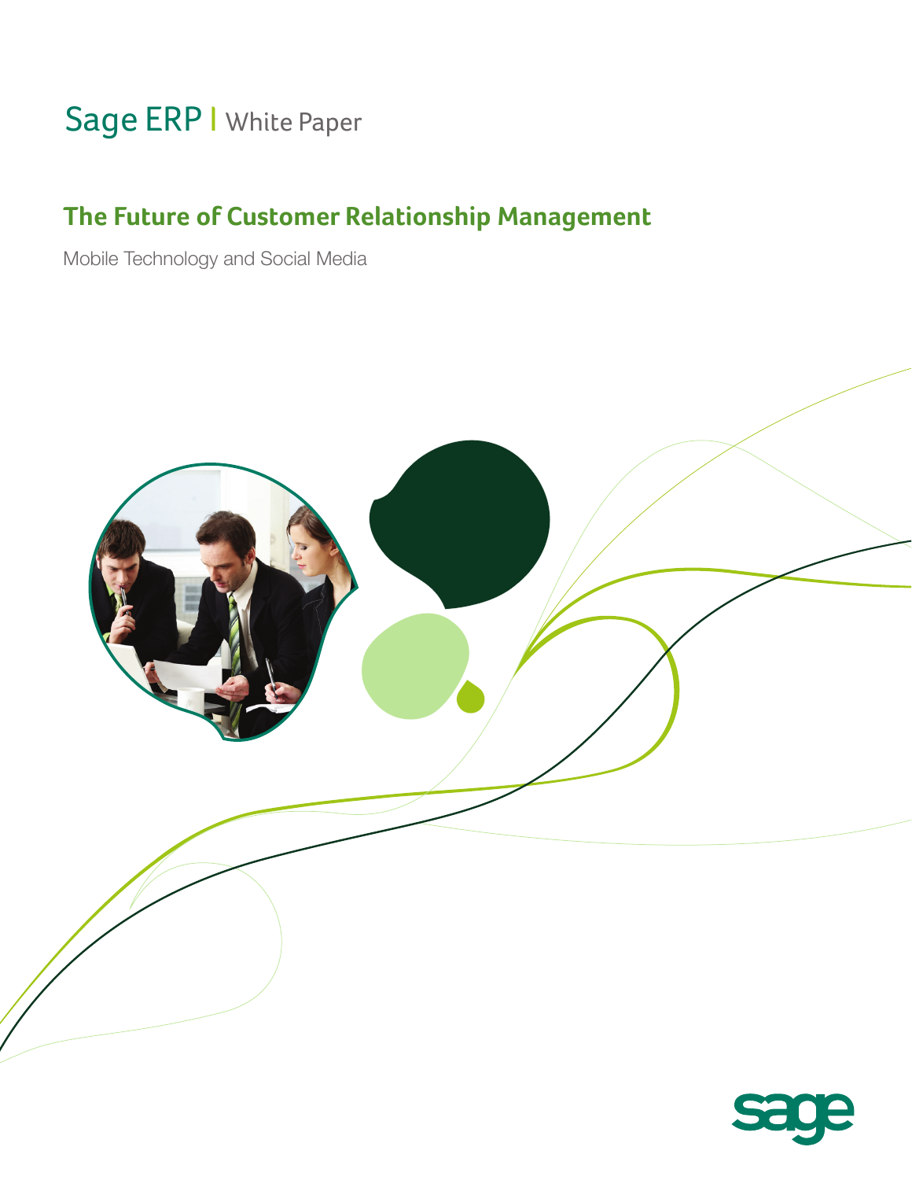Sage ERP | White Paper

# The Future of Customer Relationship Management

Mobile Technology and Social Media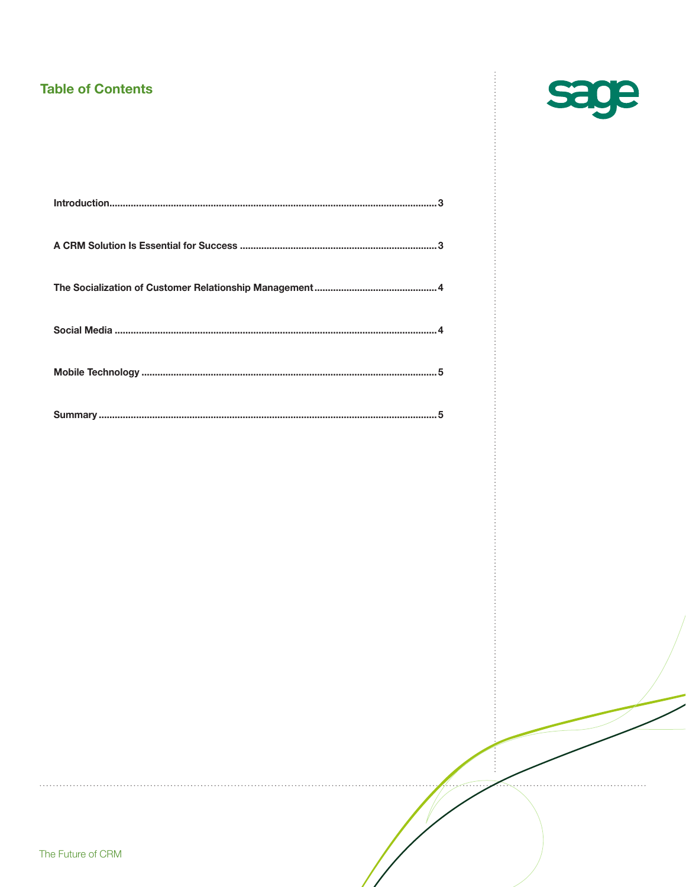## Table of Contents

| | |
|---|---|
| Introduction | 3 |
| A CRM Solution Is Essential for Success | 3 |
| The Socialization of Customer Relationship Management | 4 |
| Social Media | 4 |
| Mobile Technology | 5 |
| Summary | 5 |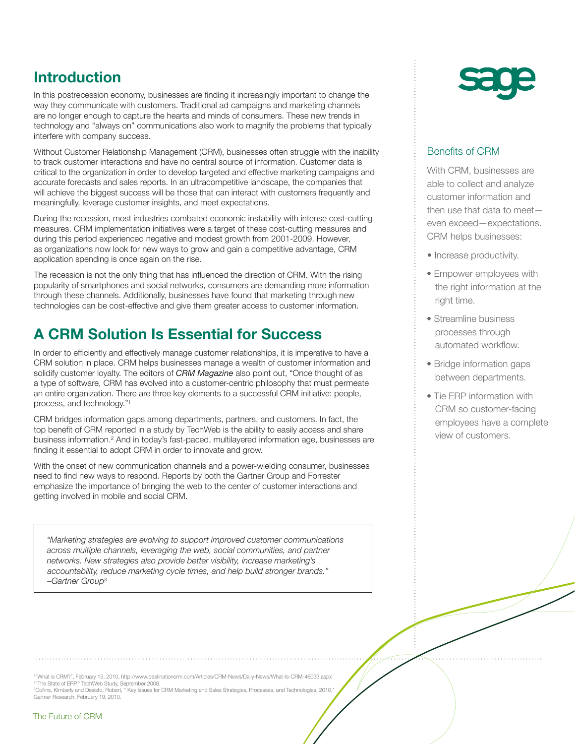## Introduction

In this postrecession economy, businesses are finding it increasingly important to change the way they communicate with customers. Traditional ad campaigns and marketing channels are no longer enough to capture the hearts and minds of consumers. These new trends in technology and "always on" communications also work to magnify the problems that typically interfere with company success.

Without Customer Relationship Management (CRM), businesses often struggle with the inability to track customer interactions and have no central source of information. Customer data is critical to the organization in order to develop targeted and effective marketing campaigns and accurate forecasts and sales reports. In an ultracompetitive landscape, the companies that will achieve the biggest success will be those that can interact with customers frequently and meaningfully, leverage customer insights, and meet expectations.

During the recession, most industries combated economic instability with intense cost-cutting measures. CRM implementation initiatives were a target of these cost-cutting measures and during this period experienced negative and modest growth from 2001-2009. However, as organizations now look for new ways to grow and gain a competitive advantage, CRM application spending is once again on the rise.

The recession is not the only thing that has influenced the direction of CRM. With the rising popularity of smartphones and social networks, consumers are demanding more information through these channels. Additionally, businesses have found that marketing through new technologies can be cost-effective and give them greater access to customer information.

## A CRM Solution Is Essential for Success

In order to efficiently and effectively manage customer relationships, it is imperative to have a CRM solution in place. CRM helps businesses manage a wealth of customer information and solidify customer loyalty. The editors of *CRM Magazine* also point out, "Once thought of as a type of software, CRM has evolved into a customer-centric philosophy that must permeate an entire organization. There are three key elements to a successful CRM initiative: people, process, and technology."[1]

CRM bridges information gaps among departments, partners, and customers. In fact, the top benefit of CRM reported in a study by TechWeb is the ability to easily access and share business information.[2] And in today's fast-paced, multilayered information age, businesses are finding it essential to adopt CRM in order to innovate and grow.

With the onset of new communication channels and a power-wielding consumer, businesses need to find new ways to respond. Reports by both the Gartner Group and Forrester emphasize the importance of bringing the web to the center of customer interactions and getting involved in mobile and social CRM.

> *"Marketing strategies are evolving to support improved customer communications across multiple channels, leveraging the web, social communities, and partner networks. New strategies also provide better visibility, increase marketing's accountability, reduce marketing cycle times, and help build stronger brands."*
> *–Gartner Group[3]*

### Benefits of CRM

With CRM, businesses are able to collect and analyze customer information and then use that data to meet—even exceed—expectations. CRM helps businesses:

- Increase productivity.
- Empower employees with the right information at the right time.
- Streamline business processes through automated workflow.
- Bridge information gaps between departments.
- Tie ERP information with CRM so customer-facing employees have a complete view of customers.

---

[1] "What is CRM?", February 19, 2010, http://www.destinationcrm.com/Articles/CRM-News/Daily-News/What-Is-CRM-46033.aspx
[2] "The State of ERP," TechWeb Study, September 2008.
[3] Collins, Kimberly and Desisto, Robert, " Key Issues for CRM Marketing and Sales Strategies, Processes, and Technologies, 2010," Gartner Research, February 19, 2010.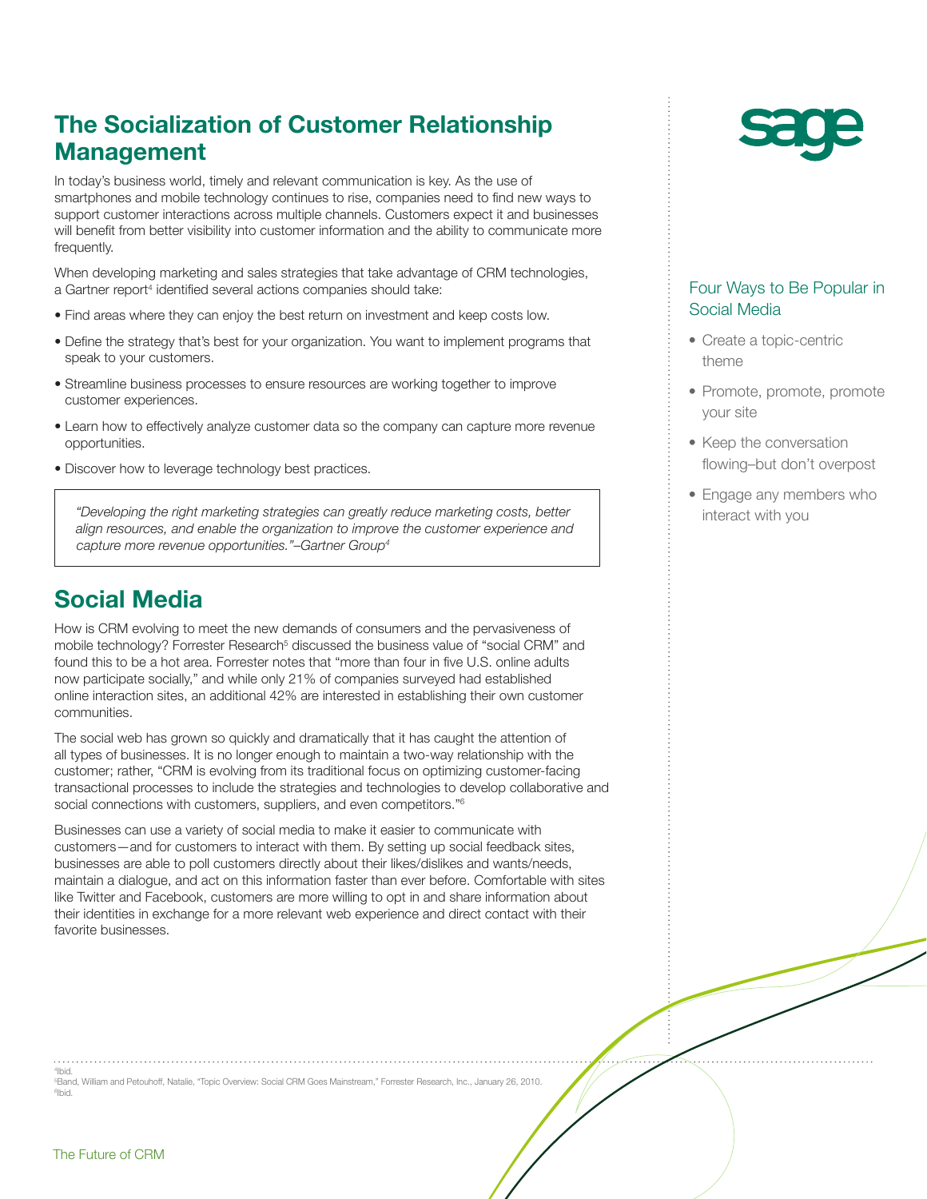## The Socialization of Customer Relationship Management

In today's business world, timely and relevant communication is key. As the use of smartphones and mobile technology continues to rise, companies need to find new ways to support customer interactions across multiple channels. Customers expect it and businesses will benefit from better visibility into customer information and the ability to communicate more frequently.

When developing marketing and sales strategies that take advantage of CRM technologies, a Gartner report[4] identified several actions companies should take:

- Find areas where they can enjoy the best return on investment and keep costs low.
- Define the strategy that's best for your organization. You want to implement programs that speak to your customers.
- Streamline business processes to ensure resources are working together to improve customer experiences.
- Learn how to effectively analyze customer data so the company can capture more revenue opportunities.
- Discover how to leverage technology best practices.

> *"Developing the right marketing strategies can greatly reduce marketing costs, better align resources, and enable the organization to improve the customer experience and capture more revenue opportunities."–Gartner Group[4]*

## Social Media

How is CRM evolving to meet the new demands of consumers and the pervasiveness of mobile technology? Forrester Research[5] discussed the business value of "social CRM" and found this to be a hot area. Forrester notes that "more than four in five U.S. online adults now participate socially," and while only 21% of companies surveyed had established online interaction sites, an additional 42% are interested in establishing their own customer communities.

The social web has grown so quickly and dramatically that it has caught the attention of all types of businesses. It is no longer enough to maintain a two-way relationship with the customer; rather, "CRM is evolving from its traditional focus on optimizing customer-facing transactional processes to include the strategies and technologies to develop collaborative and social connections with customers, suppliers, and even competitors."[6]

Businesses can use a variety of social media to make it easier to communicate with customers—and for customers to interact with them. By setting up social feedback sites, businesses are able to poll customers directly about their likes/dislikes and wants/needs, maintain a dialogue, and act on this information faster than ever before. Comfortable with sites like Twitter and Facebook, customers are more willing to opt in and share information about their identities in exchange for a more relevant web experience and direct contact with their favorite businesses.

### Four Ways to Be Popular in Social Media

- Create a topic-centric theme
- Promote, promote, promote your site
- Keep the conversation flowing–but don't overpost
- Engage any members who interact with you

---

[4] Ibid.
[5] Band, William and Petouhoff, Natalie, "Topic Overview: Social CRM Goes Mainstream," Forrester Research, Inc., January 26, 2010.
[6] Ibid.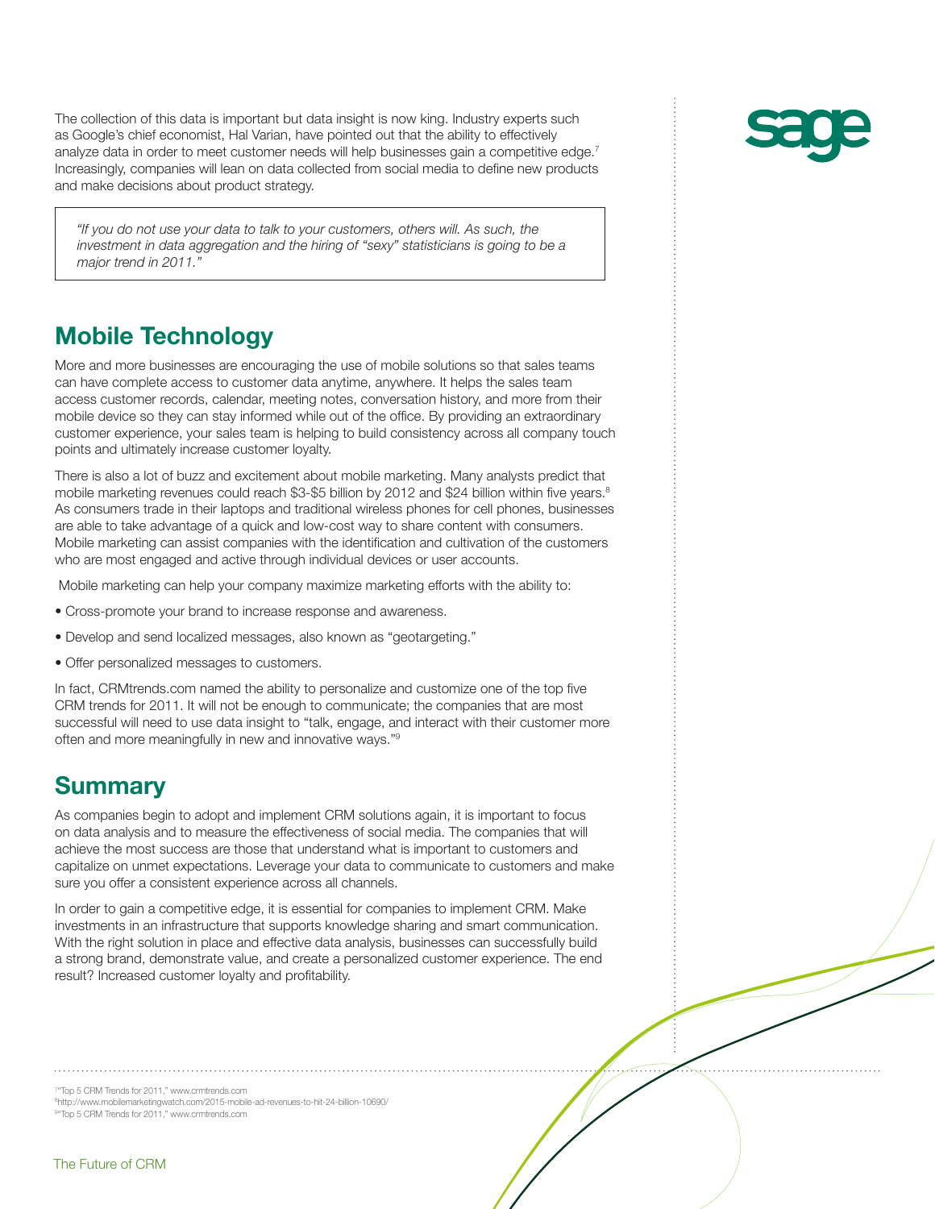The collection of this data is important but data insight is now king. Industry experts such as Google's chief economist, Hal Varian, have pointed out that the ability to effectively analyze data in order to meet customer needs will help businesses gain a competitive edge.[7] Increasingly, companies will lean on data collected from social media to define new products and make decisions about product strategy.

> *"If you do not use your data to talk to your customers, others will. As such, the investment in data aggregation and the hiring of "sexy" statisticians is going to be a major trend in 2011."*

## Mobile Technology

More and more businesses are encouraging the use of mobile solutions so that sales teams can have complete access to customer data anytime, anywhere. It helps the sales team access customer records, calendar, meeting notes, conversation history, and more from their mobile device so they can stay informed while out of the office. By providing an extraordinary customer experience, your sales team is helping to build consistency across all company touch points and ultimately increase customer loyalty.

There is also a lot of buzz and excitement about mobile marketing. Many analysts predict that mobile marketing revenues could reach $3-$5 billion by 2012 and $24 billion within five years.[8] As consumers trade in their laptops and traditional wireless phones for cell phones, businesses are able to take advantage of a quick and low-cost way to share content with consumers. Mobile marketing can assist companies with the identification and cultivation of the customers who are most engaged and active through individual devices or user accounts.

Mobile marketing can help your company maximize marketing efforts with the ability to:

- Cross-promote your brand to increase response and awareness.
- Develop and send localized messages, also known as "geotargeting."
- Offer personalized messages to customers.

In fact, CRMtrends.com named the ability to personalize and customize one of the top five CRM trends for 2011. It will not be enough to communicate; the companies that are most successful will need to use data insight to "talk, engage, and interact with their customer more often and more meaningfully in new and innovative ways."[9]

## Summary

As companies begin to adopt and implement CRM solutions again, it is important to focus on data analysis and to measure the effectiveness of social media. The companies that will achieve the most success are those that understand what is important to customers and capitalize on unmet expectations. Leverage your data to communicate to customers and make sure you offer a consistent experience across all channels.

In order to gain a competitive edge, it is essential for companies to implement CRM. Make investments in an infrastructure that supports knowledge sharing and smart communication. With the right solution in place and effective data analysis, businesses can successfully build a strong brand, demonstrate value, and create a personalized customer experience. The end result? Increased customer loyalty and profitability.

---

[7] "Top 5 CRM Trends for 2011," www.crmtrends.com
[8] http://www.mobilemarketingwatch.com/2015-mobile-ad-revenues-to-hit-24-billion-10690/
[9] "Top 5 CRM Trends for 2011," www.crmtrends.com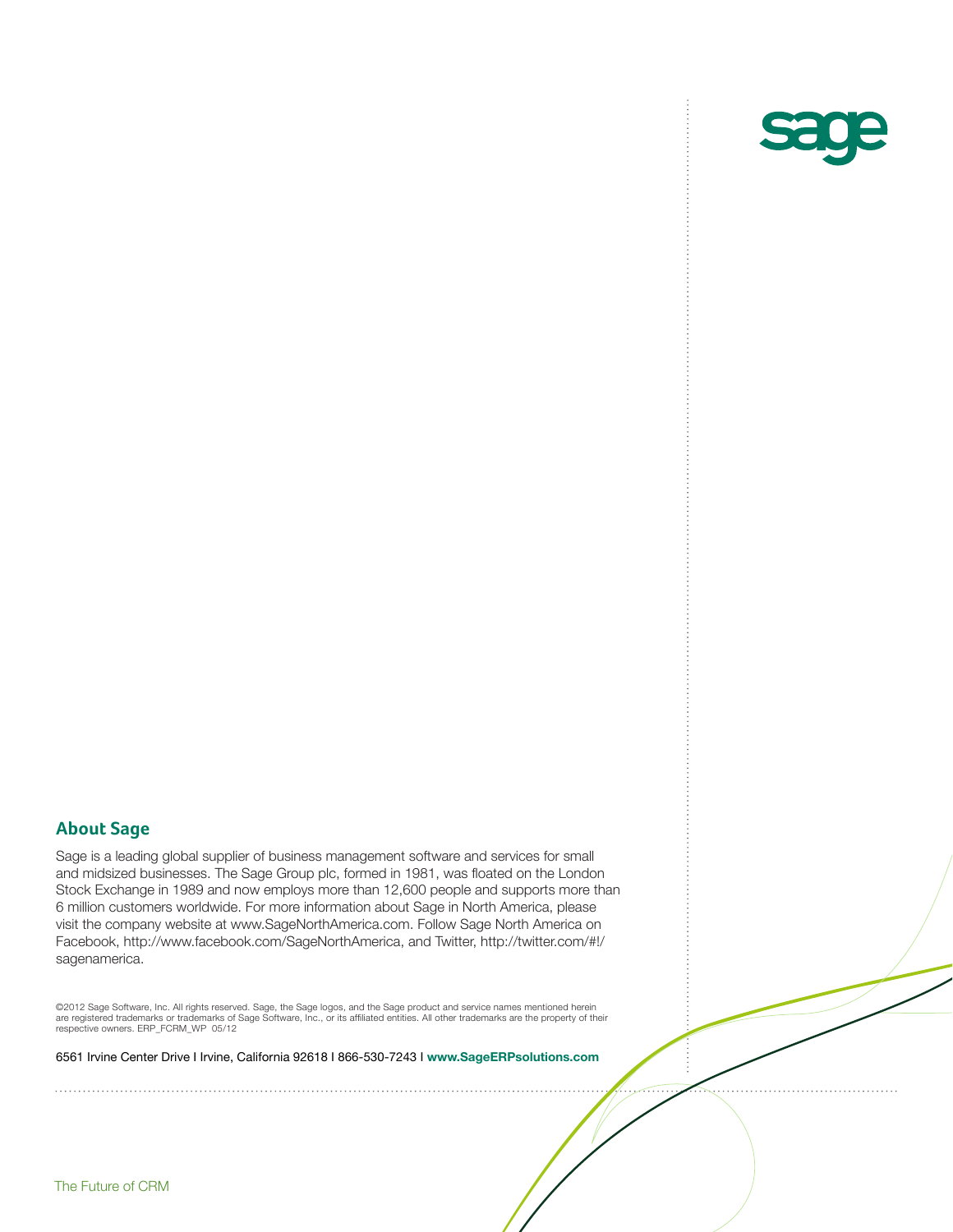## About Sage

Sage is a leading global supplier of business management software and services for small and midsized businesses. The Sage Group plc, formed in 1981, was floated on the London Stock Exchange in 1989 and now employs more than 12,600 people and supports more than 6 million customers worldwide. For more information about Sage in North America, please visit the company website at www.SageNorthAmerica.com. Follow Sage North America on Facebook, http://www.facebook.com/SageNorthAmerica, and Twitter, http://twitter.com/#!/sagenamerica.

©2012 Sage Software, Inc. All rights reserved. Sage, the Sage logos, and the Sage product and service names mentioned herein are registered trademarks or trademarks of Sage Software, Inc., or its affiliated entities. All other trademarks are the property of their respective owners. ERP_FCRM_WP 05/12

6561 Irvine Center Drive I Irvine, California 92618 I 866-530-7243 I **www.SageERPsolutions.com**